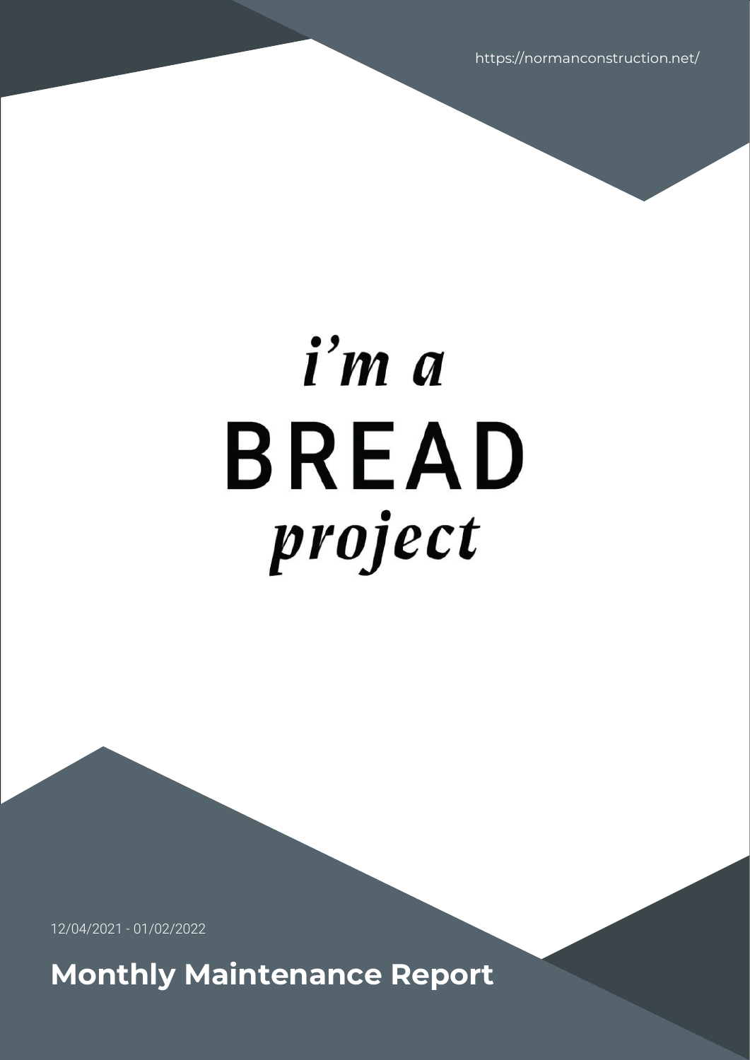https://normanconstruction.net/

*i'm a*

# BREAD

*project*

12/04/2021 - 01/02/2022

**Monthly Maintenance Report**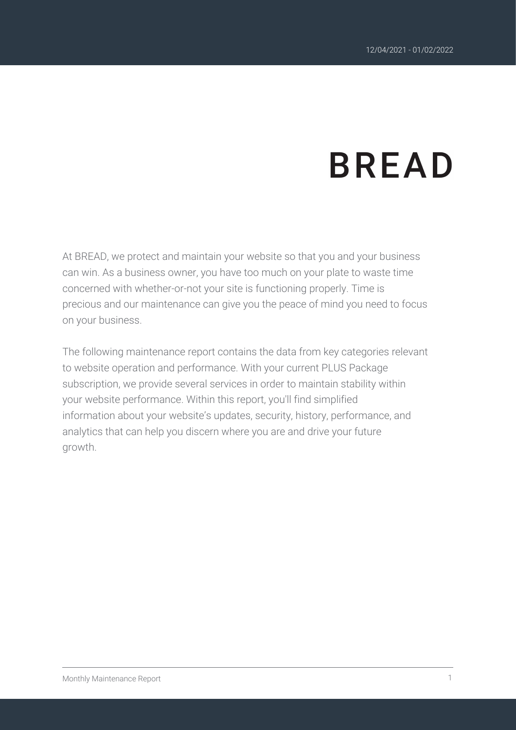12/04/2021 - 01/02/2022

# BREAD

At BREAD, we protect and maintain your website so that you and your business can win. As a business owner, you have too much on your plate to waste time concerned with whether-or-not your site is functioning properly. Time is precious and our maintenance can give you the peace of mind you need to focus on your business.

The following maintenance report contains the data from key categories relevant to website operation and performance. With your current PLUS Package subscription, we provide several services in order to maintain stability within your website performance. Within this report, you'll find simplified information about your website's updates, security, history, performance, and analytics that can help you discern where you are and drive your future growth.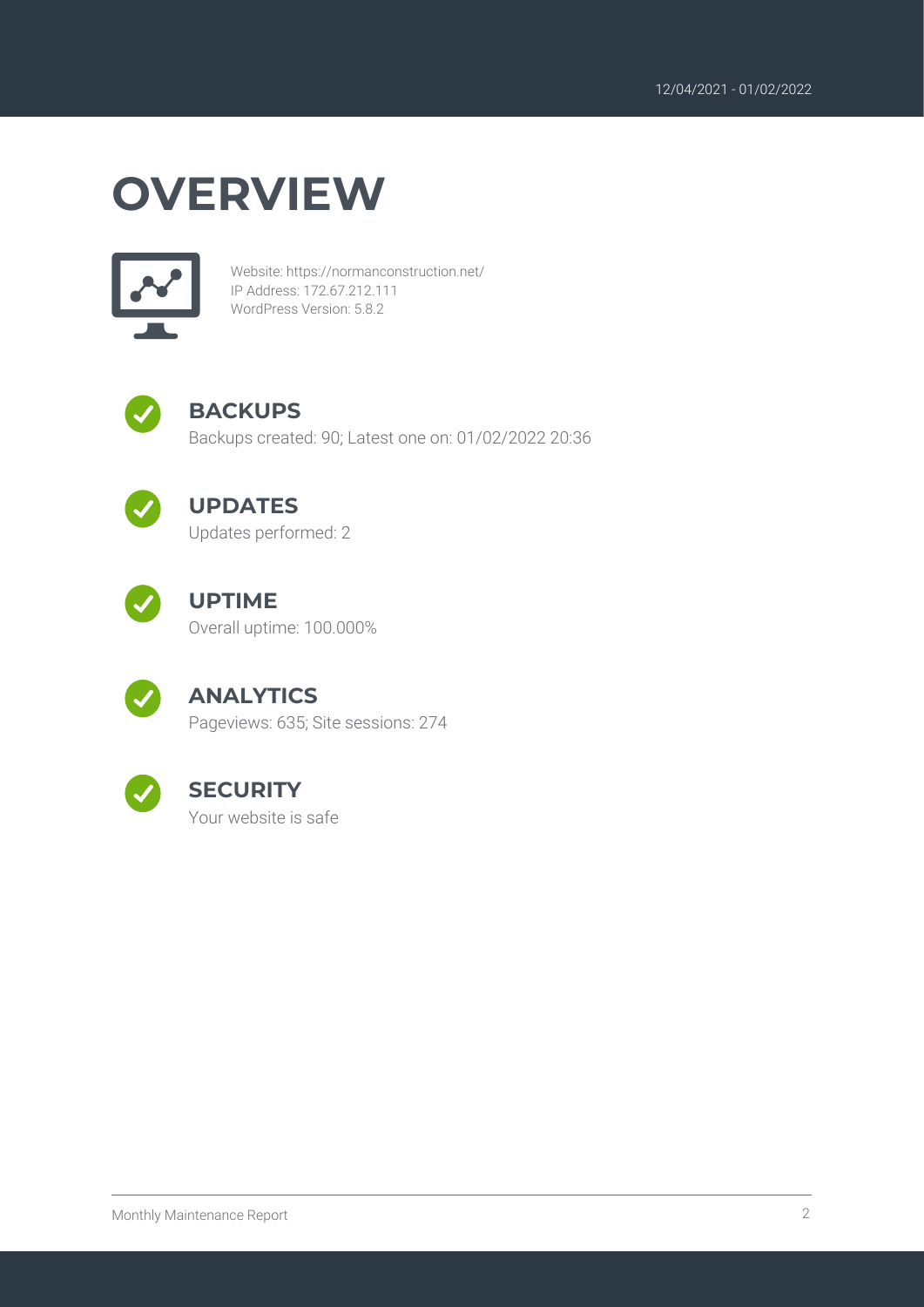12/04/2021 - 01/02/2022

# OVERVIEW

Website: https://normanconstruction.net/
IP Address: 172.67.212.111
WordPress Version: 5.8.2

## BACKUPS

Backups created: 90; Latest one on: 01/02/2022 20:36

## UPDATES

Updates performed: 2

## UPTIME

Overall uptime: 100.000%

## ANALYTICS

Pageviews: 635; Site sessions: 274

## SECURITY

Your website is safe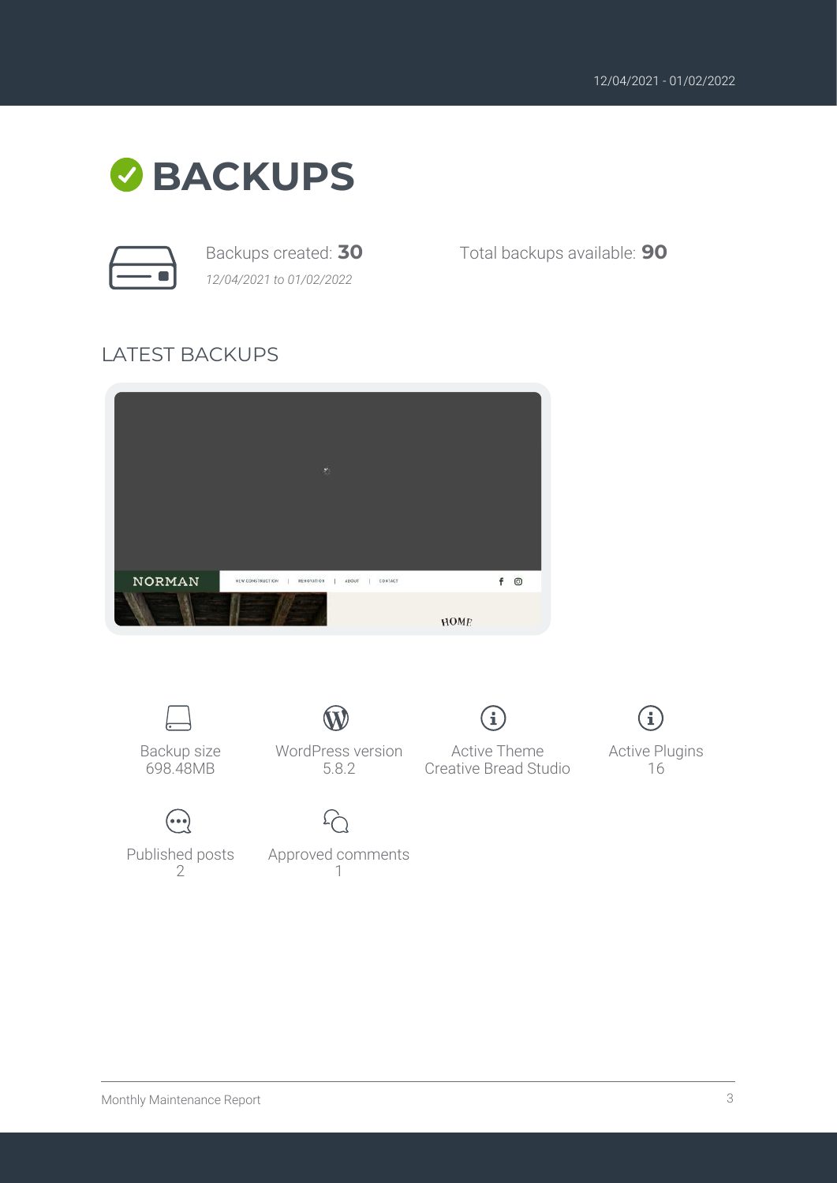12/04/2021 - 01/02/2022

# BACKUPS

Backups created: **30**
*12/04/2021 to 01/02/2022*

Total backups available: **90**

## LATEST BACKUPS

Backup size
698.48MB

WordPress version
5.8.2

Active Theme
Creative Bread Studio

Active Plugins
16

Published posts
2

Approved comments
1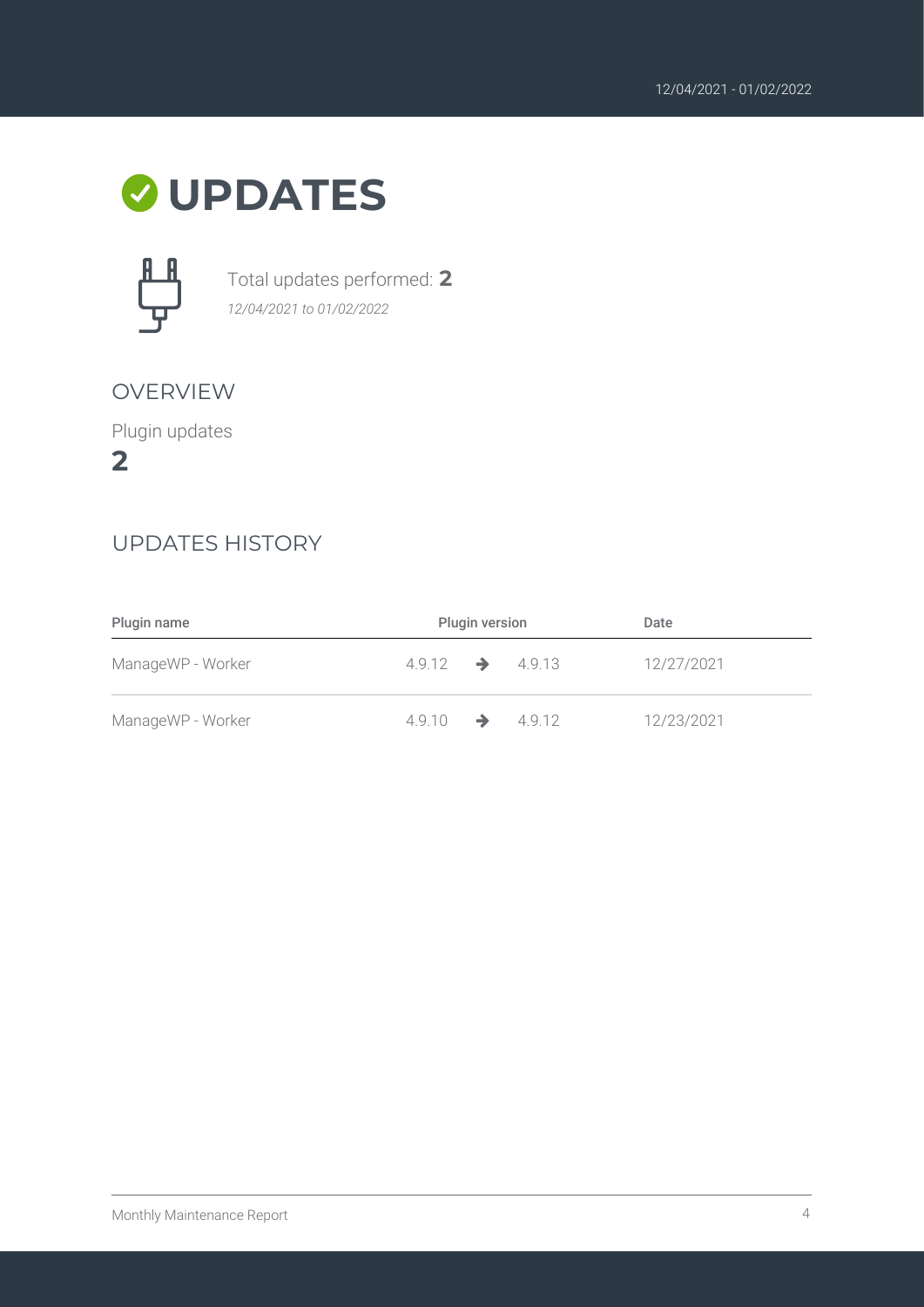# UPDATES

Total updates performed: **2**

*12/04/2021 to 01/02/2022*

## OVERVIEW

Plugin updates

**2**

## UPDATES HISTORY

| Plugin name | Plugin version | Date |
| --- | --- | --- |
| ManageWP - Worker | 4.9.12 ➔ 4.9.13 | 12/27/2021 |
| ManageWP - Worker | 4.9.10 ➔ 4.9.12 | 12/23/2021 |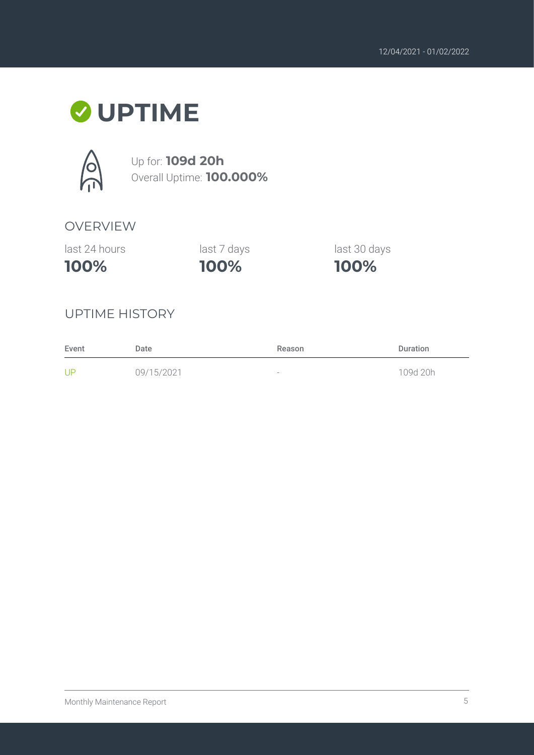12/04/2021 - 01/02/2022

# UPTIME

Up for: **109d 20h**
Overall Uptime: **100.000%**

## OVERVIEW

| last 24 hours | last 7 days | last 30 days |
|---|---|---|
| **100%** | **100%** | **100%** |

## UPTIME HISTORY

| Event | Date | Reason | Duration |
|---|---|---|---|
| UP | 09/15/2021 | - | 109d 20h |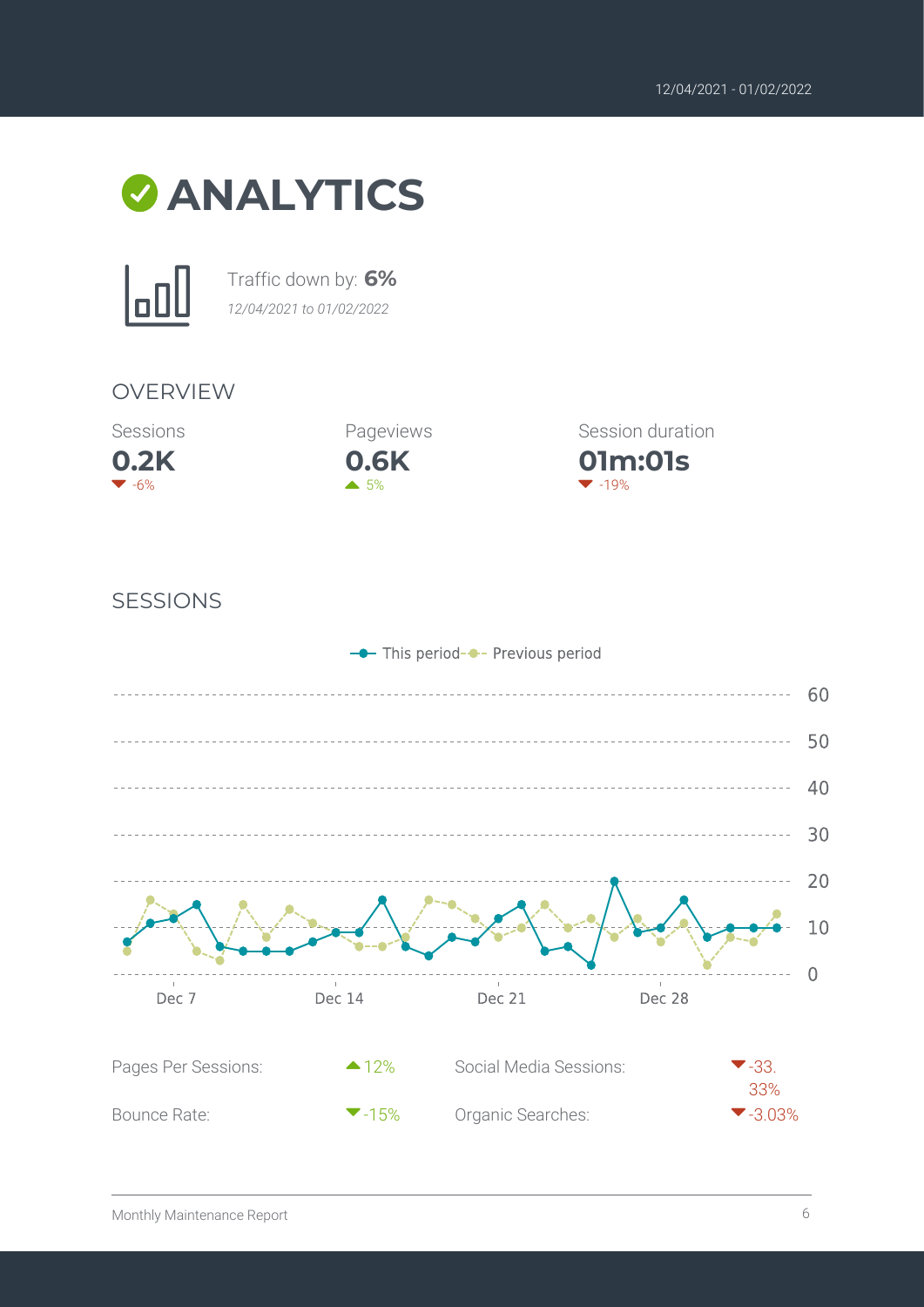12/04/2021 - 01/02/2022

# ANALYTICS

Traffic down by: **6%**

*12/04/2021 to 01/02/2022*

## OVERVIEW

| Sessions | Pageviews | Session duration |
|---|---|---|
| **0.2K** | **0.6K** | **01m:01s** |
| ▼ -6% | ▲ 5% | ▼ -19% |

## SESSIONS

This period — Previous period

| Pages Per Sessions: | ▲12% | Social Media Sessions: | ▼-33.33% |
|---|---|---|---|
| Bounce Rate: | ▼-15% | Organic Searches: | ▼-3.03% |

Monthly Maintenance Report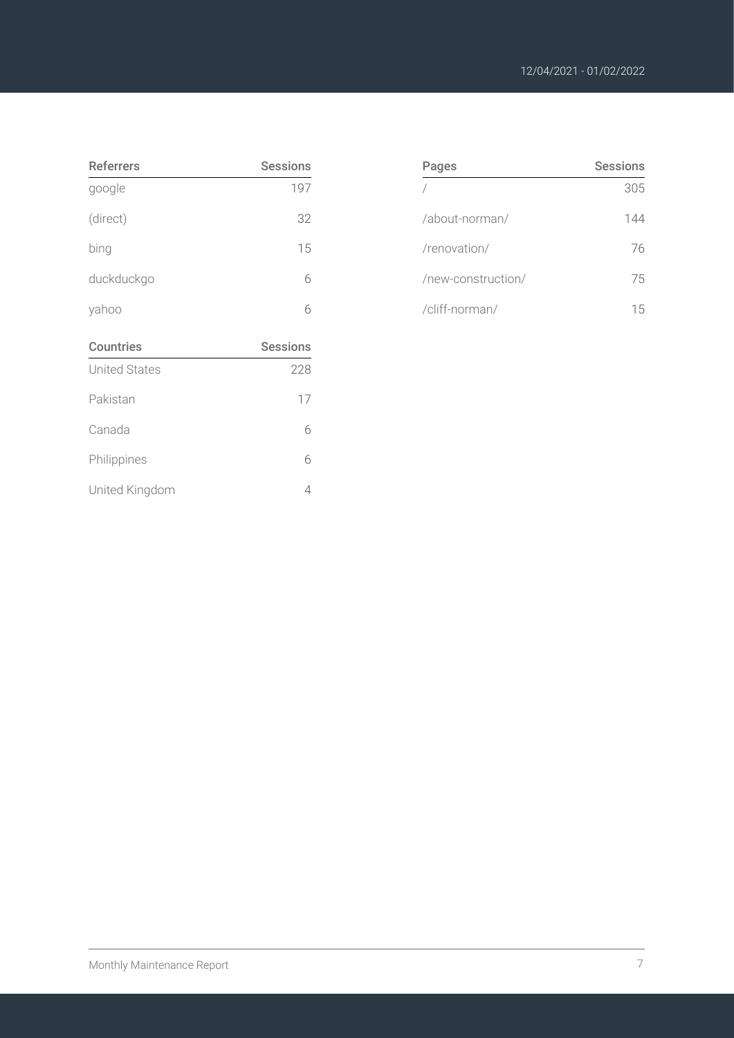12/04/2021 - 01/02/2022

| Referrers | Sessions |
| --- | --- |
| google | 197 |
| (direct) | 32 |
| bing | 15 |
| duckduckgo | 6 |
| yahoo | 6 |

| Countries | Sessions |
| --- | --- |
| United States | 228 |
| Pakistan | 17 |
| Canada | 6 |
| Philippines | 6 |
| United Kingdom | 4 |

| Pages | Sessions |
| --- | --- |
| / | 305 |
| /about-norman/ | 144 |
| /renovation/ | 76 |
| /new-construction/ | 75 |
| /cliff-norman/ | 15 |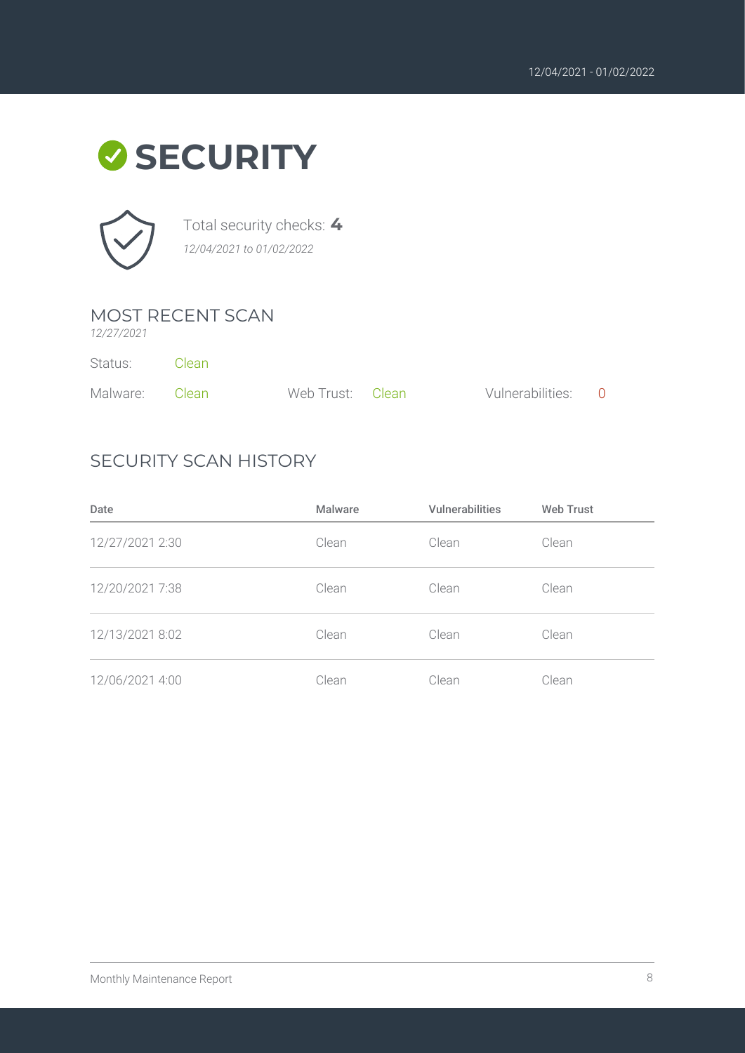12/04/2021 - 01/02/2022

# SECURITY

Total security checks: **4**

*12/04/2021 to 01/02/2022*

## MOST RECENT SCAN

*12/27/2021*

Status: Clean

Malware: Clean

Web Trust: Clean

Vulnerabilities: 0

## SECURITY SCAN HISTORY

| Date | Malware | Vulnerabilities | Web Trust |
| --- | --- | --- | --- |
| 12/27/2021 2:30 | Clean | Clean | Clean |
| 12/20/2021 7:38 | Clean | Clean | Clean |
| 12/13/2021 8:02 | Clean | Clean | Clean |
| 12/06/2021 4:00 | Clean | Clean | Clean |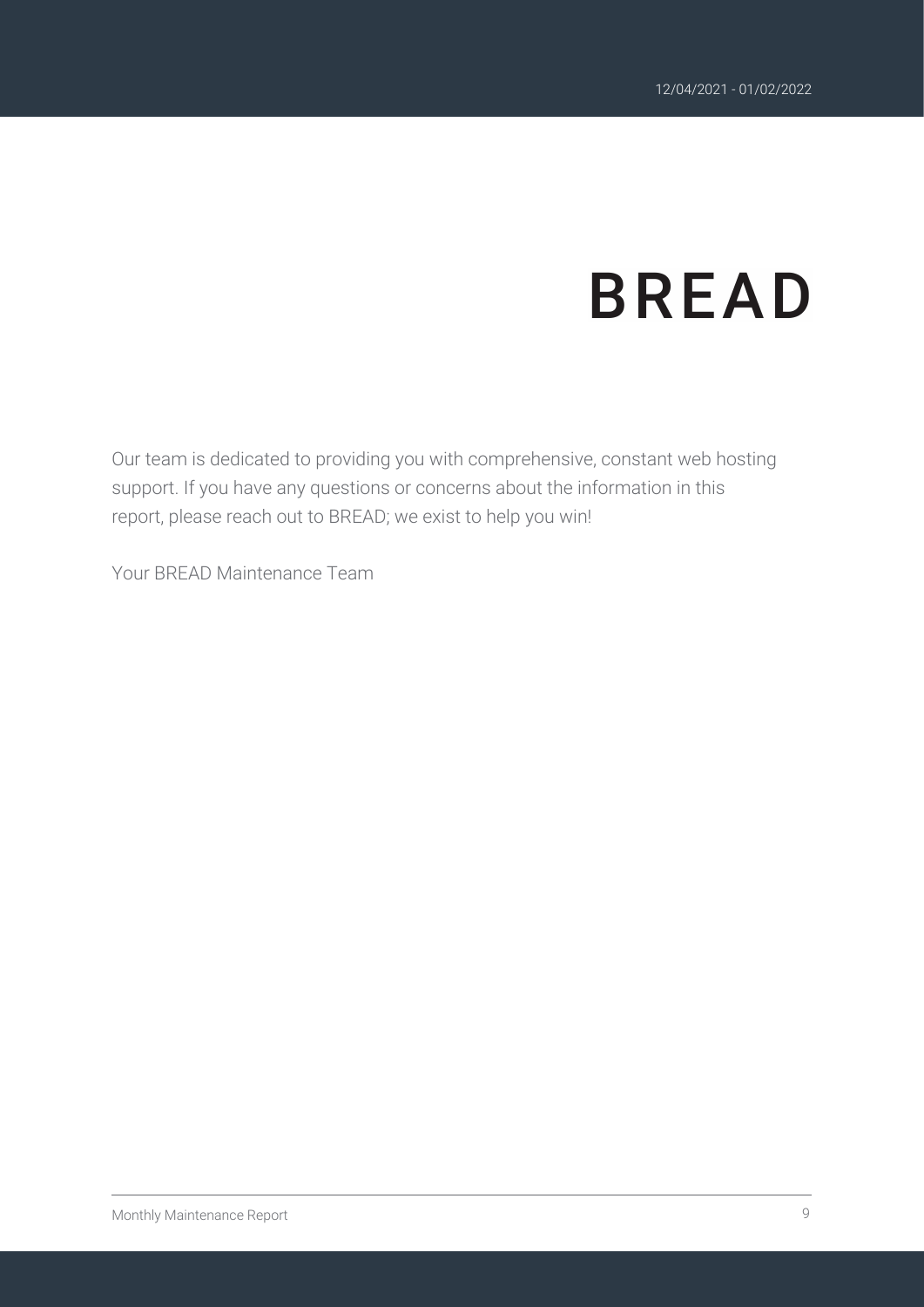12/04/2021 - 01/02/2022

# BREAD

Our team is dedicated to providing you with comprehensive, constant web hosting support. If you have any questions or concerns about the information in this report, please reach out to BREAD; we exist to help you win!

Your BREAD Maintenance Team